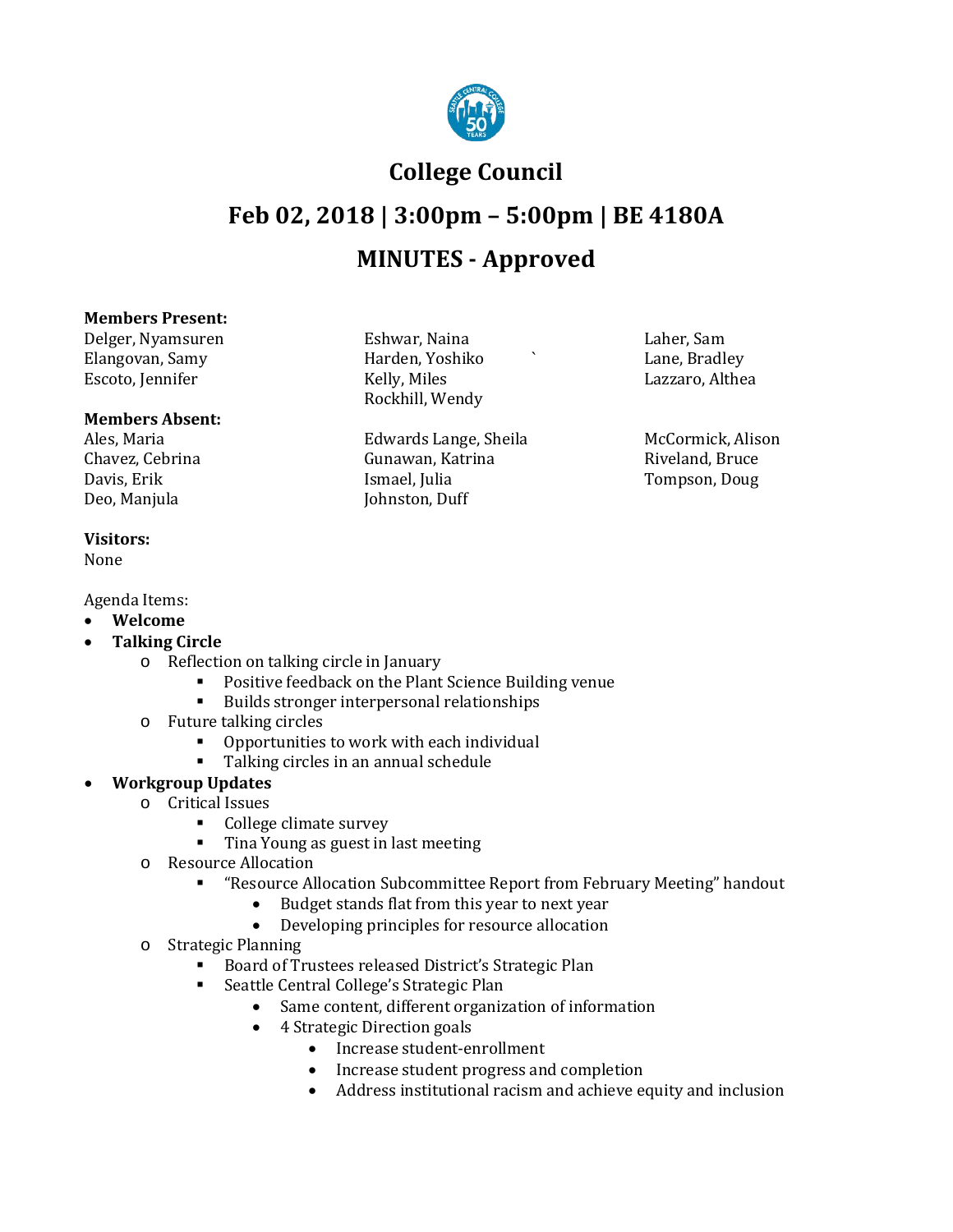# College Council

## Feb 02, 2018 | 3:00pm – 5:00pm | BE 4180A

## MINUTES - Approved

**Members Present:**

Delger, Nyamsuren
Elangovan, Samy
Escoto, Jennifer
Eshwar, Naina
Harden, Yoshiko
Kelly, Miles
Rockhill, Wendy
Laher, Sam
Lane, Bradley
Lazzaro, Althea

**Members Absent:**

Ales, Maria
Chavez, Cebrina
Davis, Erik
Deo, Manjula
Edwards Lange, Sheila
Gunawan, Katrina
Ismael, Julia
Johnston, Duff
McCormick, Alison
Riveland, Bruce
Tompson, Doug

**Visitors:**

None

Agenda Items:

- **Welcome**
- **Talking Circle**
  - Reflection on talking circle in January
    - Positive feedback on the Plant Science Building venue
    - Builds stronger interpersonal relationships
  - Future talking circles
    - Opportunities to work with each individual
    - Talking circles in an annual schedule
- **Workgroup Updates**
  - Critical Issues
    - College climate survey
    - Tina Young as guest in last meeting
  - Resource Allocation
    - "Resource Allocation Subcommittee Report from February Meeting" handout
      - Budget stands flat from this year to next year
      - Developing principles for resource allocation
  - Strategic Planning
    - Board of Trustees released District's Strategic Plan
    - Seattle Central College's Strategic Plan
      - Same content, different organization of information
      - 4 Strategic Direction goals
        - Increase student-enrollment
        - Increase student progress and completion
        - Address institutional racism and achieve equity and inclusion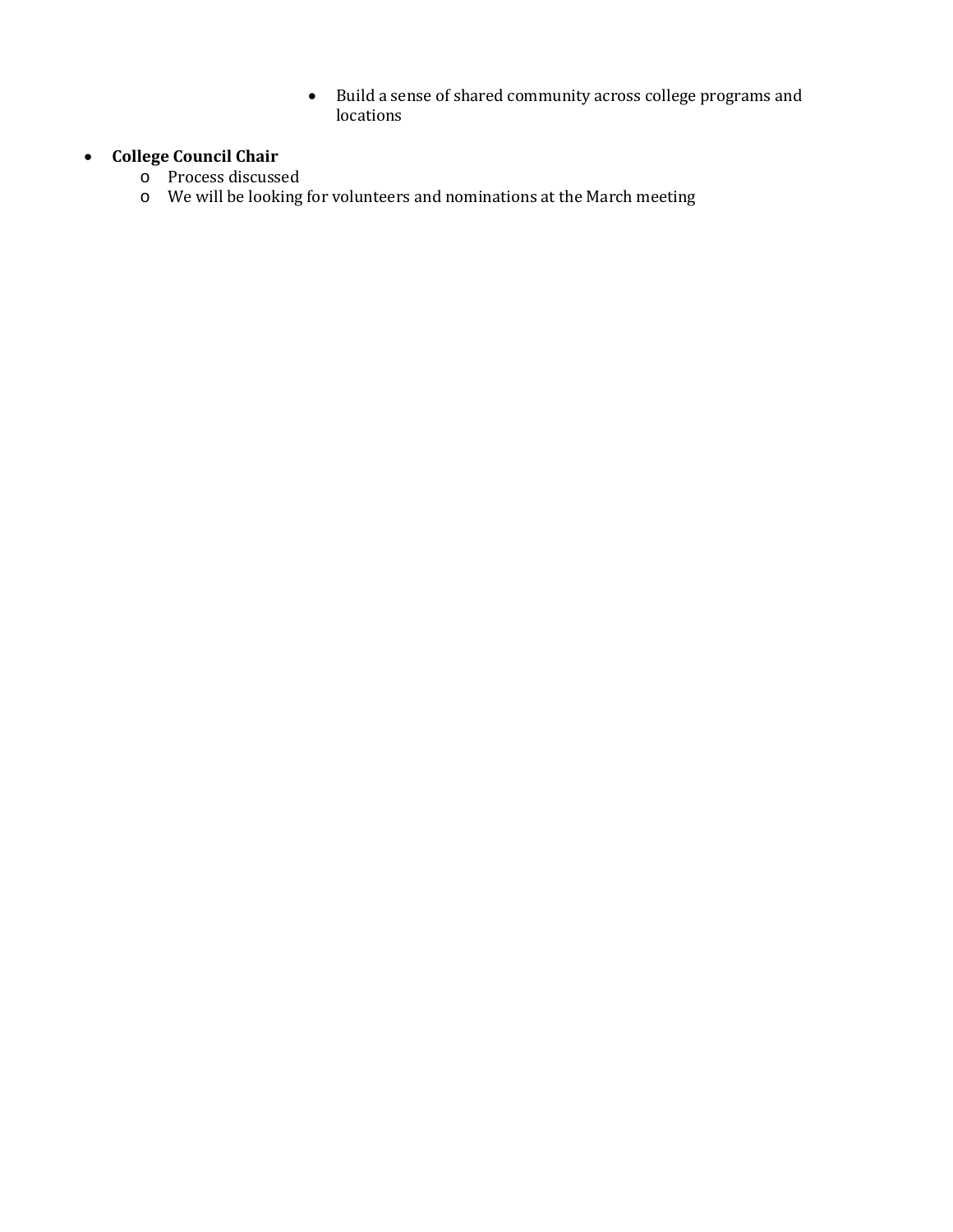- Build a sense of shared community across college programs and locations

- **College Council Chair**
  - Process discussed
  - We will be looking for volunteers and nominations at the March meeting